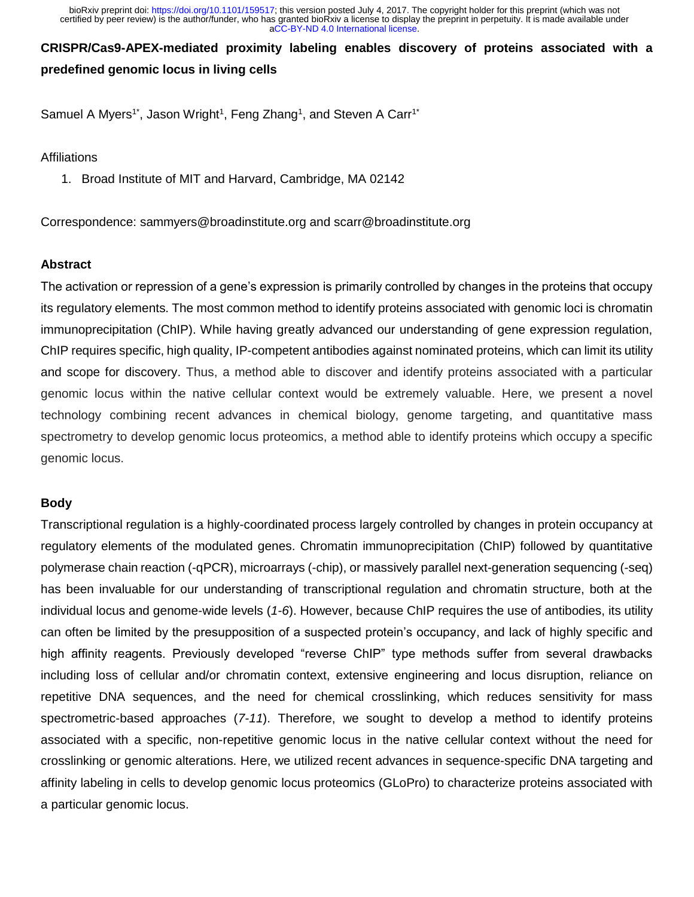**CRISPR/Cas9-APEX-mediated proximity labeling enables discovery of proteins associated with a predefined genomic locus in living cells**

Samuel A Myers[1*], Jason Wright[1], Feng Zhang[1], and Steven A Carr[1*]

Affiliations

1. Broad Institute of MIT and Harvard, Cambridge, MA 02142

Correspondence: sammyers@broadinstitute.org and scarr@broadinstitute.org

## Abstract

The activation or repression of a gene's expression is primarily controlled by changes in the proteins that occupy its regulatory elements. The most common method to identify proteins associated with genomic loci is chromatin immunoprecipitation (ChIP). While having greatly advanced our understanding of gene expression regulation, ChIP requires specific, high quality, IP-competent antibodies against nominated proteins, which can limit its utility and scope for discovery. Thus, a method able to discover and identify proteins associated with a particular genomic locus within the native cellular context would be extremely valuable. Here, we present a novel technology combining recent advances in chemical biology, genome targeting, and quantitative mass spectrometry to develop genomic locus proteomics, a method able to identify proteins which occupy a specific genomic locus.

## Body

Transcriptional regulation is a highly-coordinated process largely controlled by changes in protein occupancy at regulatory elements of the modulated genes. Chromatin immunoprecipitation (ChIP) followed by quantitative polymerase chain reaction (-qPCR), microarrays (-chip), or massively parallel next-generation sequencing (-seq) has been invaluable for our understanding of transcriptional regulation and chromatin structure, both at the individual locus and genome-wide levels (*1-6*). However, because ChIP requires the use of antibodies, its utility can often be limited by the presupposition of a suspected protein's occupancy, and lack of highly specific and high affinity reagents. Previously developed "reverse ChIP" type methods suffer from several drawbacks including loss of cellular and/or chromatin context, extensive engineering and locus disruption, reliance on repetitive DNA sequences, and the need for chemical crosslinking, which reduces sensitivity for mass spectrometric-based approaches (*7-11*). Therefore, we sought to develop a method to identify proteins associated with a specific, non-repetitive genomic locus in the native cellular context without the need for crosslinking or genomic alterations. Here, we utilized recent advances in sequence-specific DNA targeting and affinity labeling in cells to develop genomic locus proteomics (GLoPro) to characterize proteins associated with a particular genomic locus.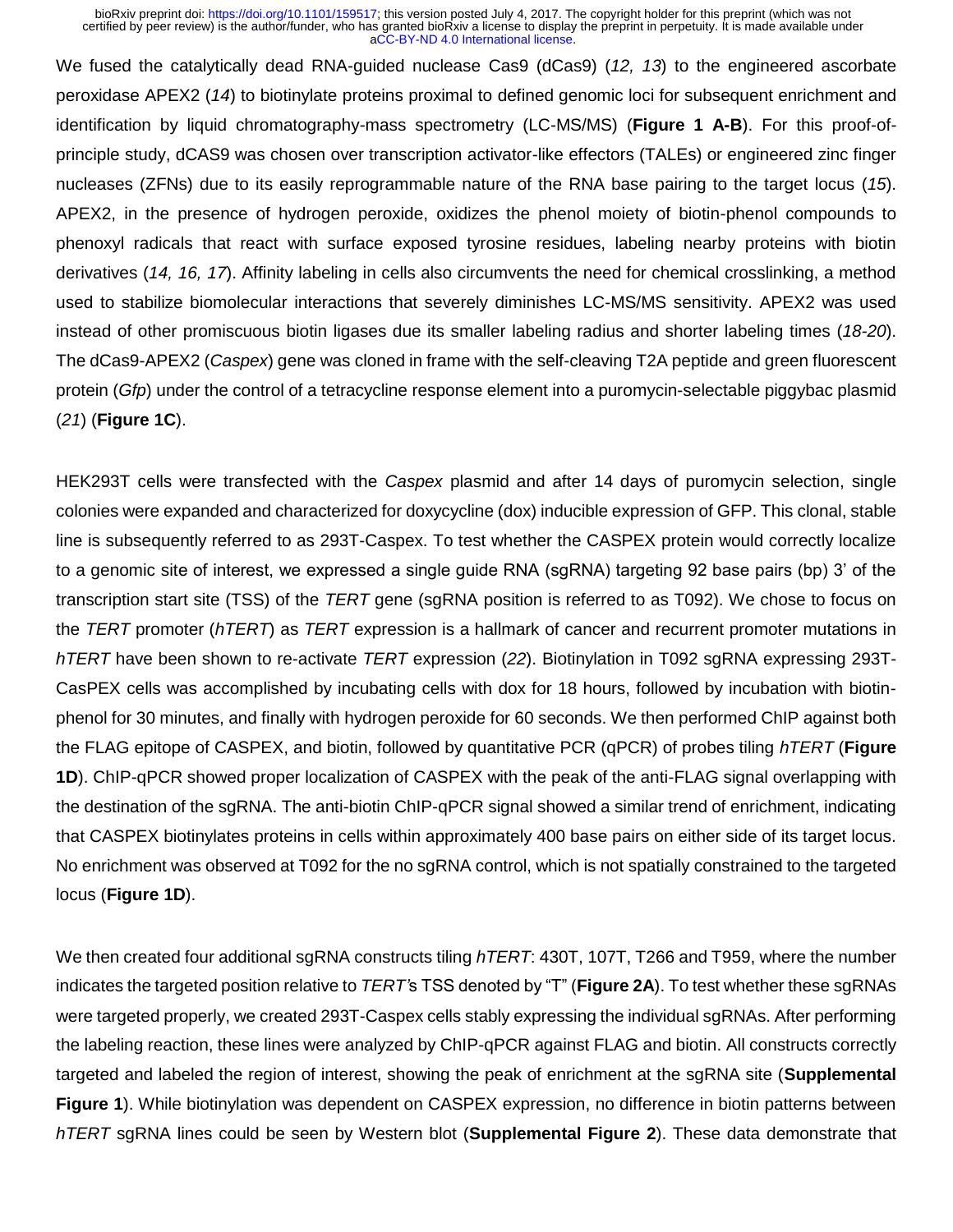We fused the catalytically dead RNA-guided nuclease Cas9 (dCas9) (*12, 13*) to the engineered ascorbate peroxidase APEX2 (*14*) to biotinylate proteins proximal to defined genomic loci for subsequent enrichment and identification by liquid chromatography-mass spectrometry (LC-MS/MS) (**Figure 1 A-B**). For this proof-of-principle study, dCAS9 was chosen over transcription activator-like effectors (TALEs) or engineered zinc finger nucleases (ZFNs) due to its easily reprogrammable nature of the RNA base pairing to the target locus (*15*). APEX2, in the presence of hydrogen peroxide, oxidizes the phenol moiety of biotin-phenol compounds to phenoxyl radicals that react with surface exposed tyrosine residues, labeling nearby proteins with biotin derivatives (*14, 16, 17*). Affinity labeling in cells also circumvents the need for chemical crosslinking, a method used to stabilize biomolecular interactions that severely diminishes LC-MS/MS sensitivity. APEX2 was used instead of other promiscuous biotin ligases due its smaller labeling radius and shorter labeling times (*18-20*). The dCas9-APEX2 (*Caspex*) gene was cloned in frame with the self-cleaving T2A peptide and green fluorescent protein (*Gfp*) under the control of a tetracycline response element into a puromycin-selectable piggybac plasmid (*21*) (**Figure 1C**).

HEK293T cells were transfected with the *Caspex* plasmid and after 14 days of puromycin selection, single colonies were expanded and characterized for doxycycline (dox) inducible expression of GFP. This clonal, stable line is subsequently referred to as 293T-Caspex. To test whether the CASPEX protein would correctly localize to a genomic site of interest, we expressed a single guide RNA (sgRNA) targeting 92 base pairs (bp) 3' of the transcription start site (TSS) of the *TERT* gene (sgRNA position is referred to as T092). We chose to focus on the *TERT* promoter (*hTERT*) as *TERT* expression is a hallmark of cancer and recurrent promoter mutations in *hTERT* have been shown to re-activate *TERT* expression (*22*). Biotinylation in T092 sgRNA expressing 293T-CasPEX cells was accomplished by incubating cells with dox for 18 hours, followed by incubation with biotin-phenol for 30 minutes, and finally with hydrogen peroxide for 60 seconds. We then performed ChIP against both the FLAG epitope of CASPEX, and biotin, followed by quantitative PCR (qPCR) of probes tiling *hTERT* (**Figure 1D**). ChIP-qPCR showed proper localization of CASPEX with the peak of the anti-FLAG signal overlapping with the destination of the sgRNA. The anti-biotin ChIP-qPCR signal showed a similar trend of enrichment, indicating that CASPEX biotinylates proteins in cells within approximately 400 base pairs on either side of its target locus. No enrichment was observed at T092 for the no sgRNA control, which is not spatially constrained to the targeted locus (**Figure 1D**).

We then created four additional sgRNA constructs tiling *hTERT*: 430T, 107T, T266 and T959, where the number indicates the targeted position relative to *TERT*'s TSS denoted by "T" (**Figure 2A**). To test whether these sgRNAs were targeted properly, we created 293T-Caspex cells stably expressing the individual sgRNAs. After performing the labeling reaction, these lines were analyzed by ChIP-qPCR against FLAG and biotin. All constructs correctly targeted and labeled the region of interest, showing the peak of enrichment at the sgRNA site (**Supplemental Figure 1**). While biotinylation was dependent on CASPEX expression, no difference in biotin patterns between *hTERT* sgRNA lines could be seen by Western blot (**Supplemental Figure 2**). These data demonstrate that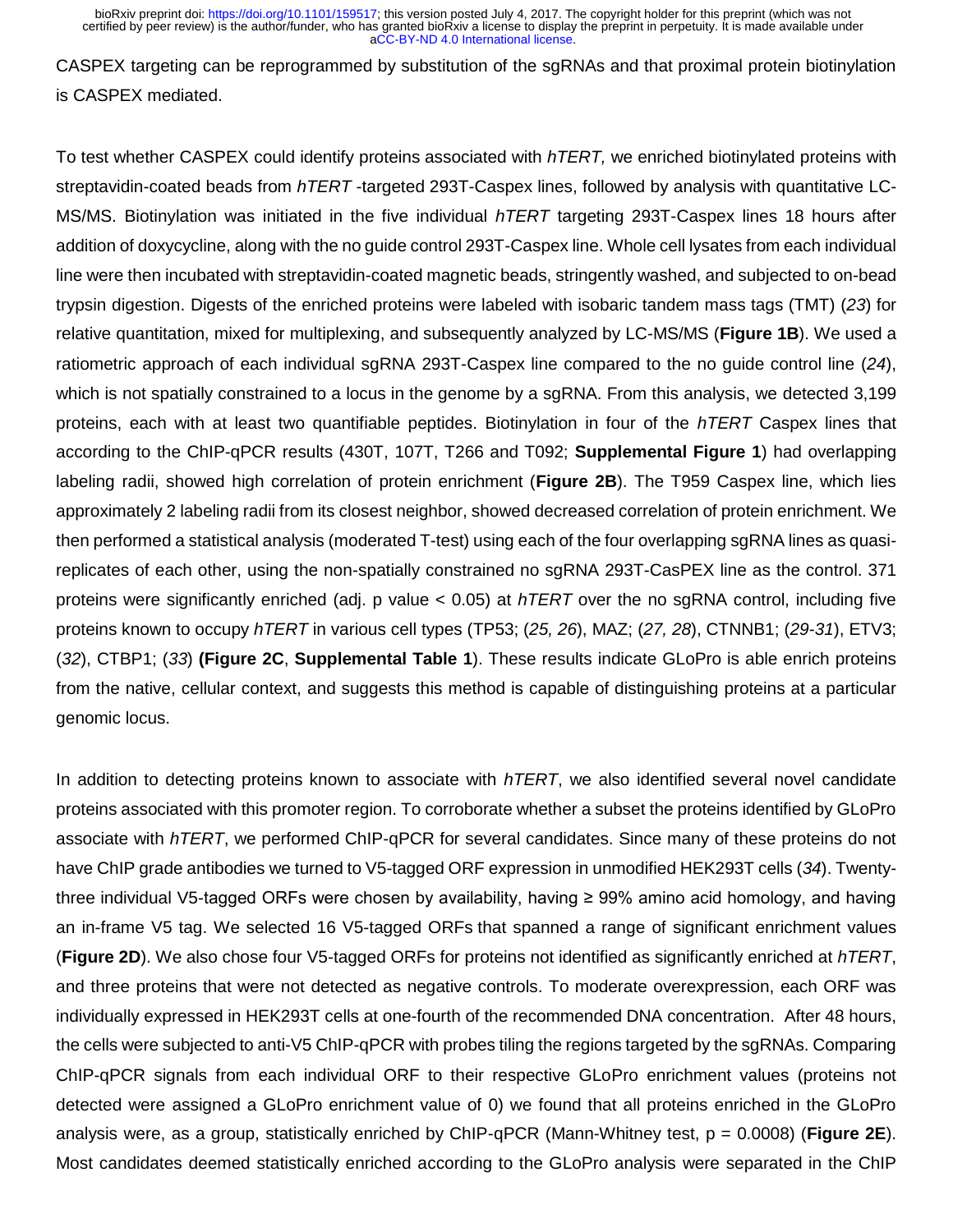CASPEX targeting can be reprogrammed by substitution of the sgRNAs and that proximal protein biotinylation is CASPEX mediated.

To test whether CASPEX could identify proteins associated with *hTERT,* we enriched biotinylated proteins with streptavidin-coated beads from *hTERT* -targeted 293T-Caspex lines, followed by analysis with quantitative LC-MS/MS. Biotinylation was initiated in the five individual *hTERT* targeting 293T-Caspex lines 18 hours after addition of doxycycline, along with the no guide control 293T-Caspex line. Whole cell lysates from each individual line were then incubated with streptavidin-coated magnetic beads, stringently washed, and subjected to on-bead trypsin digestion. Digests of the enriched proteins were labeled with isobaric tandem mass tags (TMT) (*23*) for relative quantitation, mixed for multiplexing, and subsequently analyzed by LC-MS/MS (**Figure 1B**). We used a ratiometric approach of each individual sgRNA 293T-Caspex line compared to the no guide control line (*24*), which is not spatially constrained to a locus in the genome by a sgRNA. From this analysis, we detected 3,199 proteins, each with at least two quantifiable peptides. Biotinylation in four of the *hTERT* Caspex lines that according to the ChIP-qPCR results (430T, 107T, T266 and T092; **Supplemental Figure 1**) had overlapping labeling radii, showed high correlation of protein enrichment (**Figure 2B**). The T959 Caspex line, which lies approximately 2 labeling radii from its closest neighbor, showed decreased correlation of protein enrichment. We then performed a statistical analysis (moderated T-test) using each of the four overlapping sgRNA lines as quasi-replicates of each other, using the non-spatially constrained no sgRNA 293T-CasPEX line as the control. 371 proteins were significantly enriched (adj. p value < 0.05) at *hTERT* over the no sgRNA control, including five proteins known to occupy *hTERT* in various cell types (TP53; (*25, 26*), MAZ; (*27, 28*), CTNNB1; (*29-31*), ETV3; (*32*), CTBP1; (*33*) **(Figure 2C**, **Supplemental Table 1**). These results indicate GLoPro is able enrich proteins from the native, cellular context, and suggests this method is capable of distinguishing proteins at a particular genomic locus.

In addition to detecting proteins known to associate with *hTERT*, we also identified several novel candidate proteins associated with this promoter region. To corroborate whether a subset the proteins identified by GLoPro associate with *hTERT*, we performed ChIP-qPCR for several candidates. Since many of these proteins do not have ChIP grade antibodies we turned to V5-tagged ORF expression in unmodified HEK293T cells (*34*). Twenty-three individual V5-tagged ORFs were chosen by availability, having ≥ 99% amino acid homology, and having an in-frame V5 tag. We selected 16 V5-tagged ORFs that spanned a range of significant enrichment values (**Figure 2D**). We also chose four V5-tagged ORFs for proteins not identified as significantly enriched at *hTERT*, and three proteins that were not detected as negative controls. To moderate overexpression, each ORF was individually expressed in HEK293T cells at one-fourth of the recommended DNA concentration. After 48 hours, the cells were subjected to anti-V5 ChIP-qPCR with probes tiling the regions targeted by the sgRNAs. Comparing ChIP-qPCR signals from each individual ORF to their respective GLoPro enrichment values (proteins not detected were assigned a GLoPro enrichment value of 0) we found that all proteins enriched in the GLoPro analysis were, as a group, statistically enriched by ChIP-qPCR (Mann-Whitney test, p = 0.0008) (**Figure 2E**). Most candidates deemed statistically enriched according to the GLoPro analysis were separated in the ChIP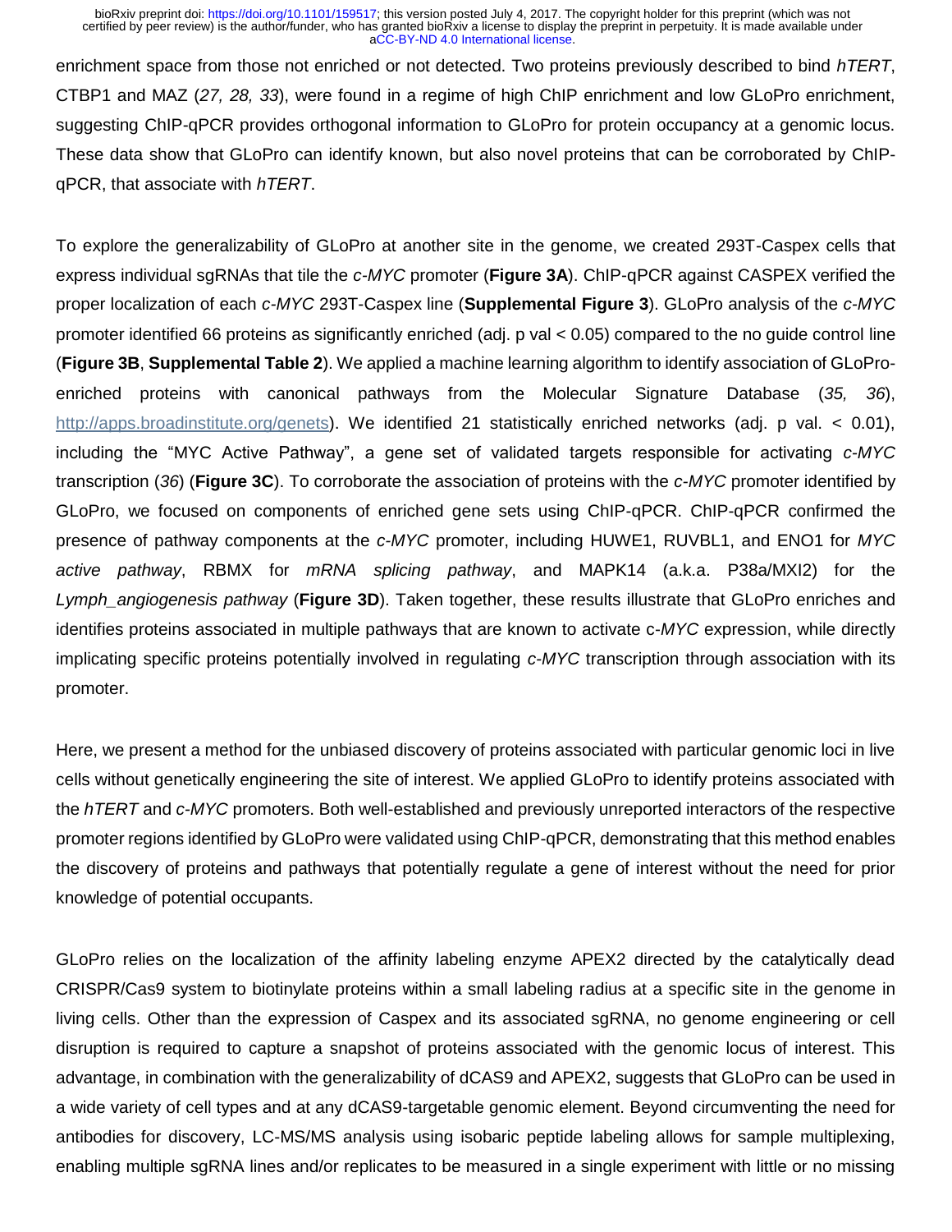enrichment space from those not enriched or not detected. Two proteins previously described to bind *hTERT*, CTBP1 and MAZ (*27, 28, 33*), were found in a regime of high ChIP enrichment and low GLoPro enrichment, suggesting ChIP-qPCR provides orthogonal information to GLoPro for protein occupancy at a genomic locus. These data show that GLoPro can identify known, but also novel proteins that can be corroborated by ChIP-qPCR, that associate with *hTERT*.

To explore the generalizability of GLoPro at another site in the genome, we created 293T-Caspex cells that express individual sgRNAs that tile the *c-MYC* promoter (**Figure 3A**). ChIP-qPCR against CASPEX verified the proper localization of each *c-MYC* 293T-Caspex line (**Supplemental Figure 3**). GLoPro analysis of the *c-MYC* promoter identified 66 proteins as significantly enriched (adj. p val < 0.05) compared to the no guide control line (**Figure 3B**, **Supplemental Table 2**). We applied a machine learning algorithm to identify association of GLoPro-enriched proteins with canonical pathways from the Molecular Signature Database (*35, 36*), http://apps.broadinstitute.org/genets). We identified 21 statistically enriched networks (adj. p val. < 0.01), including the "MYC Active Pathway", a gene set of validated targets responsible for activating *c-MYC* transcription (*36*) (**Figure 3C**). To corroborate the association of proteins with the *c-MYC* promoter identified by GLoPro, we focused on components of enriched gene sets using ChIP-qPCR. ChIP-qPCR confirmed the presence of pathway components at the *c-MYC* promoter, including HUWE1, RUVBL1, and ENO1 for *MYC active pathway*, RBMX for *mRNA splicing pathway*, and MAPK14 (a.k.a. P38a/MXI2) for the *Lymph_angiogenesis pathway* (**Figure 3D**). Taken together, these results illustrate that GLoPro enriches and identifies proteins associated in multiple pathways that are known to activate c-*MYC* expression, while directly implicating specific proteins potentially involved in regulating *c-MYC* transcription through association with its promoter.

Here, we present a method for the unbiased discovery of proteins associated with particular genomic loci in live cells without genetically engineering the site of interest. We applied GLoPro to identify proteins associated with the *hTERT* and *c-MYC* promoters. Both well-established and previously unreported interactors of the respective promoter regions identified by GLoPro were validated using ChIP-qPCR, demonstrating that this method enables the discovery of proteins and pathways that potentially regulate a gene of interest without the need for prior knowledge of potential occupants.

GLoPro relies on the localization of the affinity labeling enzyme APEX2 directed by the catalytically dead CRISPR/Cas9 system to biotinylate proteins within a small labeling radius at a specific site in the genome in living cells. Other than the expression of Caspex and its associated sgRNA, no genome engineering or cell disruption is required to capture a snapshot of proteins associated with the genomic locus of interest. This advantage, in combination with the generalizability of dCAS9 and APEX2, suggests that GLoPro can be used in a wide variety of cell types and at any dCAS9-targetable genomic element. Beyond circumventing the need for antibodies for discovery, LC-MS/MS analysis using isobaric peptide labeling allows for sample multiplexing, enabling multiple sgRNA lines and/or replicates to be measured in a single experiment with little or no missing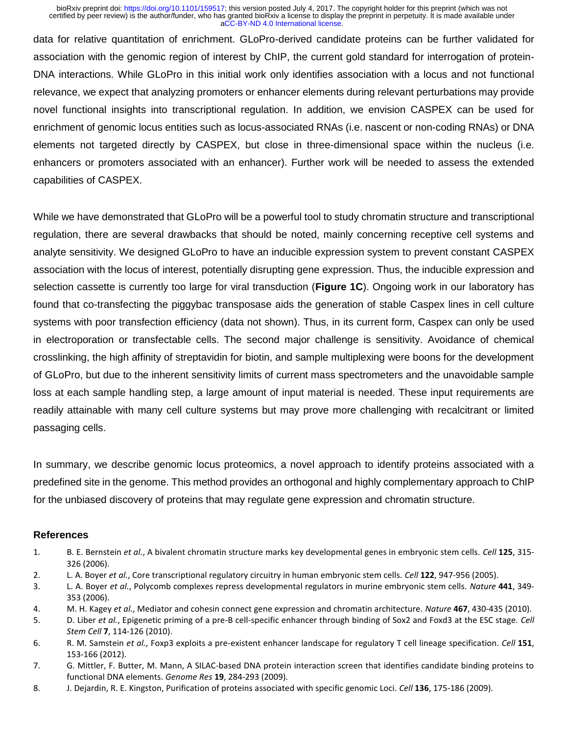data for relative quantitation of enrichment. GLoPro-derived candidate proteins can be further validated for association with the genomic region of interest by ChIP, the current gold standard for interrogation of protein-DNA interactions. While GLoPro in this initial work only identifies association with a locus and not functional relevance, we expect that analyzing promoters or enhancer elements during relevant perturbations may provide novel functional insights into transcriptional regulation. In addition, we envision CASPEX can be used for enrichment of genomic locus entities such as locus-associated RNAs (i.e. nascent or non-coding RNAs) or DNA elements not targeted directly by CASPEX, but close in three-dimensional space within the nucleus (i.e. enhancers or promoters associated with an enhancer). Further work will be needed to assess the extended capabilities of CASPEX.

While we have demonstrated that GLoPro will be a powerful tool to study chromatin structure and transcriptional regulation, there are several drawbacks that should be noted, mainly concerning receptive cell systems and analyte sensitivity. We designed GLoPro to have an inducible expression system to prevent constant CASPEX association with the locus of interest, potentially disrupting gene expression. Thus, the inducible expression and selection cassette is currently too large for viral transduction (**Figure 1C**). Ongoing work in our laboratory has found that co-transfecting the piggybac transposase aids the generation of stable Caspex lines in cell culture systems with poor transfection efficiency (data not shown). Thus, in its current form, Caspex can only be used in electroporation or transfectable cells. The second major challenge is sensitivity. Avoidance of chemical crosslinking, the high affinity of streptavidin for biotin, and sample multiplexing were boons for the development of GLoPro, but due to the inherent sensitivity limits of current mass spectrometers and the unavoidable sample loss at each sample handling step, a large amount of input material is needed. These input requirements are readily attainable with many cell culture systems but may prove more challenging with recalcitrant or limited passaging cells.

In summary, we describe genomic locus proteomics, a novel approach to identify proteins associated with a predefined site in the genome. This method provides an orthogonal and highly complementary approach to ChIP for the unbiased discovery of proteins that may regulate gene expression and chromatin structure.

## References

1. B. E. Bernstein *et al.*, A bivalent chromatin structure marks key developmental genes in embryonic stem cells. *Cell* **125**, 315-326 (2006).
2. L. A. Boyer *et al.*, Core transcriptional regulatory circuitry in human embryonic stem cells. *Cell* **122**, 947-956 (2005).
3. L. A. Boyer *et al.*, Polycomb complexes repress developmental regulators in murine embryonic stem cells. *Nature* **441**, 349-353 (2006).
4. M. H. Kagey *et al.*, Mediator and cohesin connect gene expression and chromatin architecture. *Nature* **467**, 430-435 (2010).
5. D. Liber *et al.*, Epigenetic priming of a pre-B cell-specific enhancer through binding of Sox2 and Foxd3 at the ESC stage. *Cell Stem Cell* **7**, 114-126 (2010).
6. R. M. Samstein *et al.*, Foxp3 exploits a pre-existent enhancer landscape for regulatory T cell lineage specification. *Cell* **151**, 153-166 (2012).
7. G. Mittler, F. Butter, M. Mann, A SILAC-based DNA protein interaction screen that identifies candidate binding proteins to functional DNA elements. *Genome Res* **19**, 284-293 (2009).
8. J. Dejardin, R. E. Kingston, Purification of proteins associated with specific genomic Loci. *Cell* **136**, 175-186 (2009).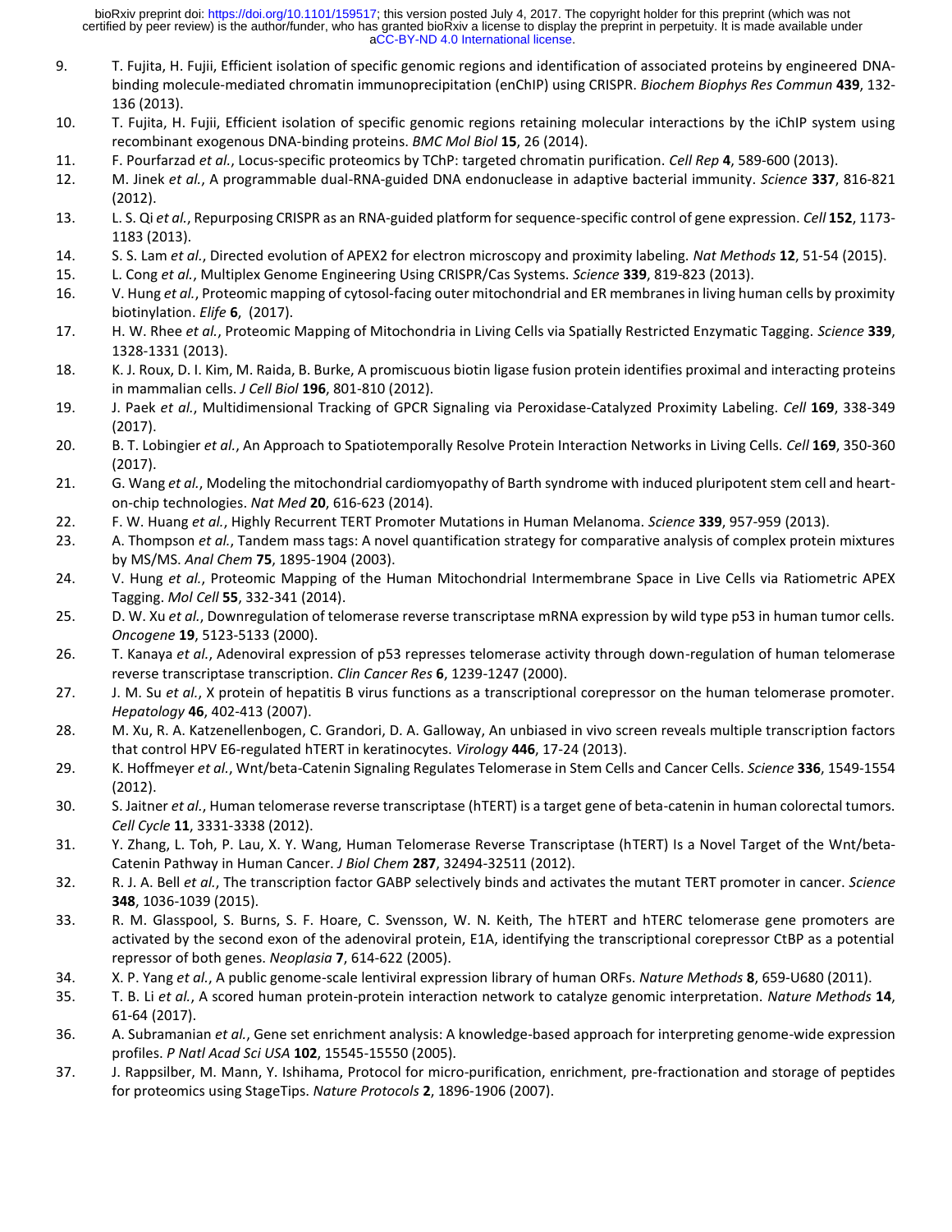9. T. Fujita, H. Fujii, Efficient isolation of specific genomic regions and identification of associated proteins by engineered DNA-binding molecule-mediated chromatin immunoprecipitation (enChIP) using CRISPR. *Biochem Biophys Res Commun* **439**, 132-136 (2013).
10. T. Fujita, H. Fujii, Efficient isolation of specific genomic regions retaining molecular interactions by the iChIP system using recombinant exogenous DNA-binding proteins. *BMC Mol Biol* **15**, 26 (2014).
11. F. Pourfarzad *et al.*, Locus-specific proteomics by TChP: targeted chromatin purification. *Cell Rep* **4**, 589-600 (2013).
12. M. Jinek *et al.*, A programmable dual-RNA-guided DNA endonuclease in adaptive bacterial immunity. *Science* **337**, 816-821 (2012).
13. L. S. Qi *et al.*, Repurposing CRISPR as an RNA-guided platform for sequence-specific control of gene expression. *Cell* **152**, 1173-1183 (2013).
14. S. S. Lam *et al.*, Directed evolution of APEX2 for electron microscopy and proximity labeling. *Nat Methods* **12**, 51-54 (2015).
15. L. Cong *et al.*, Multiplex Genome Engineering Using CRISPR/Cas Systems. *Science* **339**, 819-823 (2013).
16. V. Hung *et al.*, Proteomic mapping of cytosol-facing outer mitochondrial and ER membranes in living human cells by proximity biotinylation. *Elife* **6**, (2017).
17. H. W. Rhee *et al.*, Proteomic Mapping of Mitochondria in Living Cells via Spatially Restricted Enzymatic Tagging. *Science* **339**, 1328-1331 (2013).
18. K. J. Roux, D. I. Kim, M. Raida, B. Burke, A promiscuous biotin ligase fusion protein identifies proximal and interacting proteins in mammalian cells. *J Cell Biol* **196**, 801-810 (2012).
19. J. Paek *et al.*, Multidimensional Tracking of GPCR Signaling via Peroxidase-Catalyzed Proximity Labeling. *Cell* **169**, 338-349 (2017).
20. B. T. Lobingier *et al.*, An Approach to Spatiotemporally Resolve Protein Interaction Networks in Living Cells. *Cell* **169**, 350-360 (2017).
21. G. Wang *et al.*, Modeling the mitochondrial cardiomyopathy of Barth syndrome with induced pluripotent stem cell and heart-on-chip technologies. *Nat Med* **20**, 616-623 (2014).
22. F. W. Huang *et al.*, Highly Recurrent TERT Promoter Mutations in Human Melanoma. *Science* **339**, 957-959 (2013).
23. A. Thompson *et al.*, Tandem mass tags: A novel quantification strategy for comparative analysis of complex protein mixtures by MS/MS. *Anal Chem* **75**, 1895-1904 (2003).
24. V. Hung *et al.*, Proteomic Mapping of the Human Mitochondrial Intermembrane Space in Live Cells via Ratiometric APEX Tagging. *Mol Cell* **55**, 332-341 (2014).
25. D. W. Xu *et al.*, Downregulation of telomerase reverse transcriptase mRNA expression by wild type p53 in human tumor cells. *Oncogene* **19**, 5123-5133 (2000).
26. T. Kanaya *et al.*, Adenoviral expression of p53 represses telomerase activity through down-regulation of human telomerase reverse transcriptase transcription. *Clin Cancer Res* **6**, 1239-1247 (2000).
27. J. M. Su *et al.*, X protein of hepatitis B virus functions as a transcriptional corepressor on the human telomerase promoter. *Hepatology* **46**, 402-413 (2007).
28. M. Xu, R. A. Katzenellenbogen, C. Grandori, D. A. Galloway, An unbiased in vivo screen reveals multiple transcription factors that control HPV E6-regulated hTERT in keratinocytes. *Virology* **446**, 17-24 (2013).
29. K. Hoffmeyer *et al.*, Wnt/beta-Catenin Signaling Regulates Telomerase in Stem Cells and Cancer Cells. *Science* **336**, 1549-1554 (2012).
30. S. Jaitner *et al.*, Human telomerase reverse transcriptase (hTERT) is a target gene of beta-catenin in human colorectal tumors. *Cell Cycle* **11**, 3331-3338 (2012).
31. Y. Zhang, L. Toh, P. Lau, X. Y. Wang, Human Telomerase Reverse Transcriptase (hTERT) Is a Novel Target of the Wnt/beta-Catenin Pathway in Human Cancer. *J Biol Chem* **287**, 32494-32511 (2012).
32. R. J. A. Bell *et al.*, The transcription factor GABP selectively binds and activates the mutant TERT promoter in cancer. *Science* **348**, 1036-1039 (2015).
33. R. M. Glasspool, S. Burns, S. F. Hoare, C. Svensson, W. N. Keith, The hTERT and hTERC telomerase gene promoters are activated by the second exon of the adenoviral protein, E1A, identifying the transcriptional corepressor CtBP as a potential repressor of both genes. *Neoplasia* **7**, 614-622 (2005).
34. X. P. Yang *et al.*, A public genome-scale lentiviral expression library of human ORFs. *Nature Methods* **8**, 659-U680 (2011).
35. T. B. Li *et al.*, A scored human protein-protein interaction network to catalyze genomic interpretation. *Nature Methods* **14**, 61-64 (2017).
36. A. Subramanian *et al.*, Gene set enrichment analysis: A knowledge-based approach for interpreting genome-wide expression profiles. *P Natl Acad Sci USA* **102**, 15545-15550 (2005).
37. J. Rappsilber, M. Mann, Y. Ishihama, Protocol for micro-purification, enrichment, pre-fractionation and storage of peptides for proteomics using StageTips. *Nature Protocols* **2**, 1896-1906 (2007).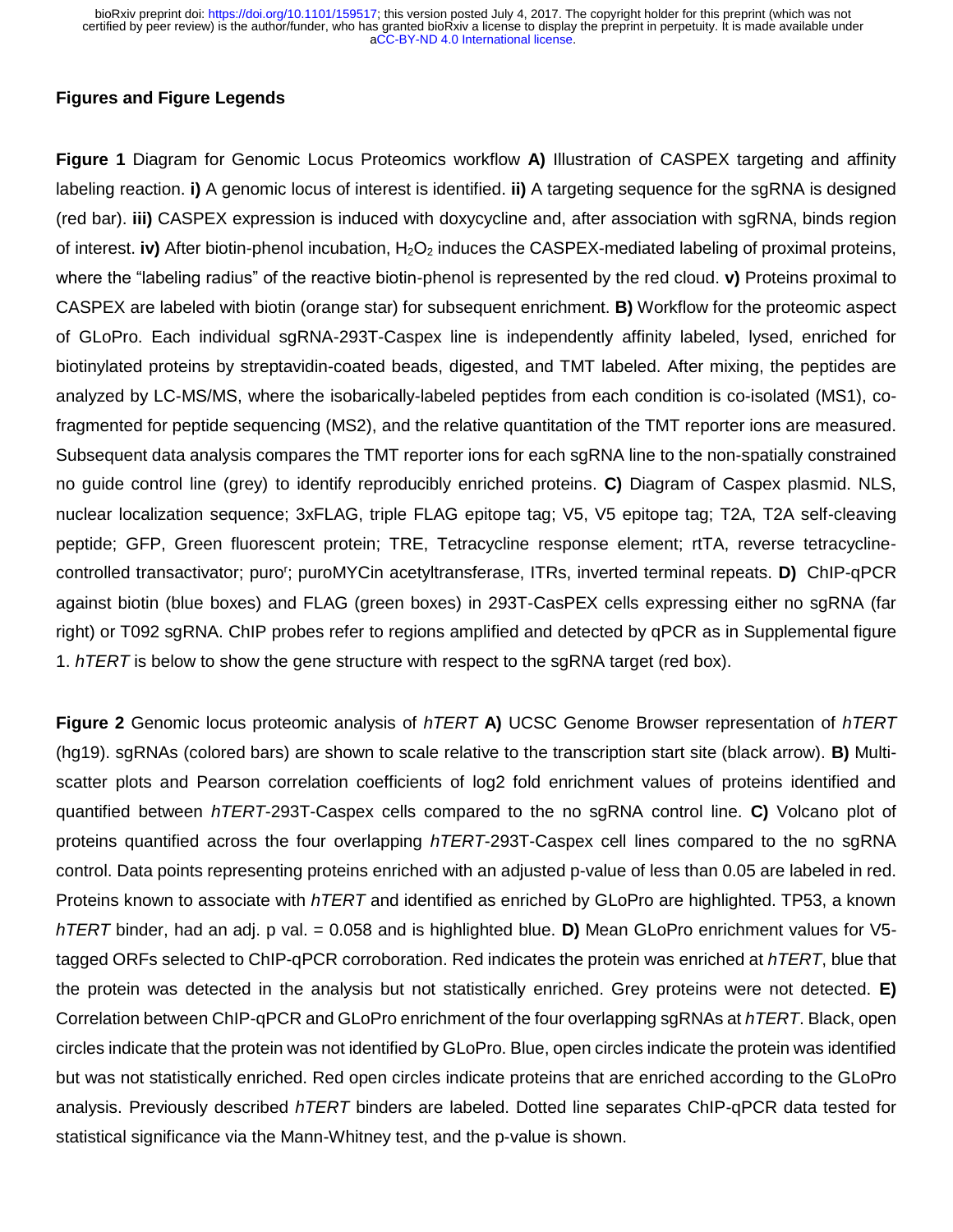## Figures and Figure Legends

**Figure 1** Diagram for Genomic Locus Proteomics workflow **A)** Illustration of CASPEX targeting and affinity labeling reaction. **i)** A genomic locus of interest is identified. **ii)** A targeting sequence for the sgRNA is designed (red bar). **iii)** CASPEX expression is induced with doxycycline and, after association with sgRNA, binds region of interest. **iv)** After biotin-phenol incubation, $H_2O_2$ induces the CASPEX-mediated labeling of proximal proteins, where the "labeling radius" of the reactive biotin-phenol is represented by the red cloud. **v)** Proteins proximal to CASPEX are labeled with biotin (orange star) for subsequent enrichment. **B)** Workflow for the proteomic aspect of GLoPro. Each individual sgRNA-293T-Caspex line is independently affinity labeled, lysed, enriched for biotinylated proteins by streptavidin-coated beads, digested, and TMT labeled. After mixing, the peptides are analyzed by LC-MS/MS, where the isobarically-labeled peptides from each condition is co-isolated (MS1), co-fragmented for peptide sequencing (MS2), and the relative quantitation of the TMT reporter ions are measured. Subsequent data analysis compares the TMT reporter ions for each sgRNA line to the non-spatially constrained no guide control line (grey) to identify reproducibly enriched proteins. **C)** Diagram of Caspex plasmid. NLS, nuclear localization sequence; 3xFLAG, triple FLAG epitope tag; V5, V5 epitope tag; T2A, T2A self-cleaving peptide; GFP, Green fluorescent protein; TRE, Tetracycline response element; rtTA, reverse tetracycline-controlled transactivator; puro$^r$; puroMYCin acetyltransferase, ITRs, inverted terminal repeats. **D)** ChIP-qPCR against biotin (blue boxes) and FLAG (green boxes) in 293T-CasPEX cells expressing either no sgRNA (far right) or T092 sgRNA. ChIP probes refer to regions amplified and detected by qPCR as in Supplemental figure 1. *hTERT* is below to show the gene structure with respect to the sgRNA target (red box).

**Figure 2** Genomic locus proteomic analysis of *hTERT* **A)** UCSC Genome Browser representation of *hTERT* (hg19). sgRNAs (colored bars) are shown to scale relative to the transcription start site (black arrow). **B)** Multi-scatter plots and Pearson correlation coefficients of log2 fold enrichment values of proteins identified and quantified between *hTERT*-293T-Caspex cells compared to the no sgRNA control line. **C)** Volcano plot of proteins quantified across the four overlapping *hTERT*-293T-Caspex cell lines compared to the no sgRNA control. Data points representing proteins enriched with an adjusted p-value of less than 0.05 are labeled in red. Proteins known to associate with *hTERT* and identified as enriched by GLoPro are highlighted. TP53, a known *hTERT* binder, had an adj. p val. = 0.058 and is highlighted blue. **D)** Mean GLoPro enrichment values for V5-tagged ORFs selected to ChIP-qPCR corroboration. Red indicates the protein was enriched at *hTERT*, blue that the protein was detected in the analysis but not statistically enriched. Grey proteins were not detected. **E)** Correlation between ChIP-qPCR and GLoPro enrichment of the four overlapping sgRNAs at *hTERT*. Black, open circles indicate that the protein was not identified by GLoPro. Blue, open circles indicate the protein was identified but was not statistically enriched. Red open circles indicate proteins that are enriched according to the GLoPro analysis. Previously described *hTERT* binders are labeled. Dotted line separates ChIP-qPCR data tested for statistical significance via the Mann-Whitney test, and the p-value is shown.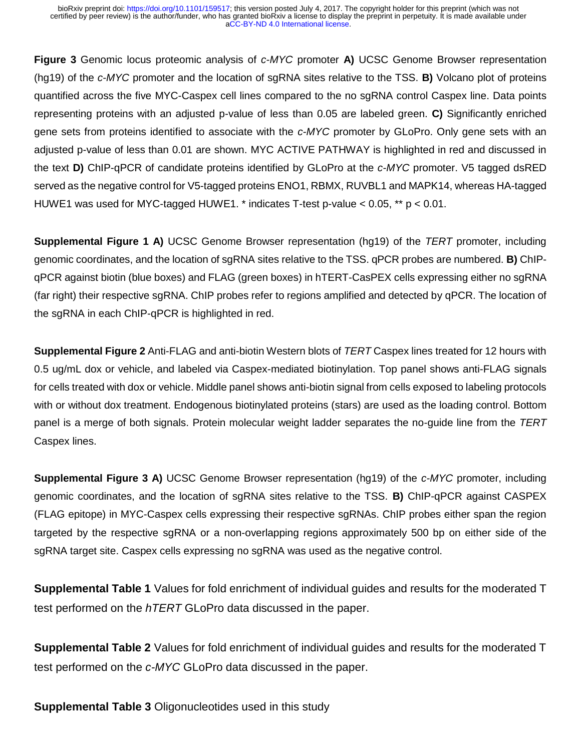**Figure 3** Genomic locus proteomic analysis of *c-MYC* promoter **A)** UCSC Genome Browser representation (hg19) of the *c-MYC* promoter and the location of sgRNA sites relative to the TSS. **B)** Volcano plot of proteins quantified across the five MYC-Caspex cell lines compared to the no sgRNA control Caspex line. Data points representing proteins with an adjusted p-value of less than 0.05 are labeled green. **C)** Significantly enriched gene sets from proteins identified to associate with the *c-MYC* promoter by GLoPro. Only gene sets with an adjusted p-value of less than 0.01 are shown. MYC ACTIVE PATHWAY is highlighted in red and discussed in the text **D)** ChIP-qPCR of candidate proteins identified by GLoPro at the *c-MYC* promoter. V5 tagged dsRED served as the negative control for V5-tagged proteins ENO1, RBMX, RUVBL1 and MAPK14, whereas HA-tagged HUWE1 was used for MYC-tagged HUWE1. * indicates T-test p-value $< 0.05$, ** $p < 0.01$.

**Supplemental Figure 1 A)** UCSC Genome Browser representation (hg19) of the *TERT* promoter, including genomic coordinates, and the location of sgRNA sites relative to the TSS. qPCR probes are numbered. **B)** ChIP-qPCR against biotin (blue boxes) and FLAG (green boxes) in hTERT-CasPEX cells expressing either no sgRNA (far right) their respective sgRNA. ChIP probes refer to regions amplified and detected by qPCR. The location of the sgRNA in each ChIP-qPCR is highlighted in red.

**Supplemental Figure 2** Anti-FLAG and anti-biotin Western blots of *TERT* Caspex lines treated for 12 hours with 0.5 ug/mL dox or vehicle, and labeled via Caspex-mediated biotinylation. Top panel shows anti-FLAG signals for cells treated with dox or vehicle. Middle panel shows anti-biotin signal from cells exposed to labeling protocols with or without dox treatment. Endogenous biotinylated proteins (stars) are used as the loading control. Bottom panel is a merge of both signals. Protein molecular weight ladder separates the no-guide line from the *TERT* Caspex lines.

**Supplemental Figure 3 A)** UCSC Genome Browser representation (hg19) of the *c-MYC* promoter, including genomic coordinates, and the location of sgRNA sites relative to the TSS. **B)** ChIP-qPCR against CASPEX (FLAG epitope) in MYC-Caspex cells expressing their respective sgRNAs. ChIP probes either span the region targeted by the respective sgRNA or a non-overlapping regions approximately 500 bp on either side of the sgRNA target site. Caspex cells expressing no sgRNA was used as the negative control.

**Supplemental Table 1** Values for fold enrichment of individual guides and results for the moderated T test performed on the *hTERT* GLoPro data discussed in the paper.

**Supplemental Table 2** Values for fold enrichment of individual guides and results for the moderated T test performed on the *c-MYC* GLoPro data discussed in the paper.

**Supplemental Table 3** Oligonucleotides used in this study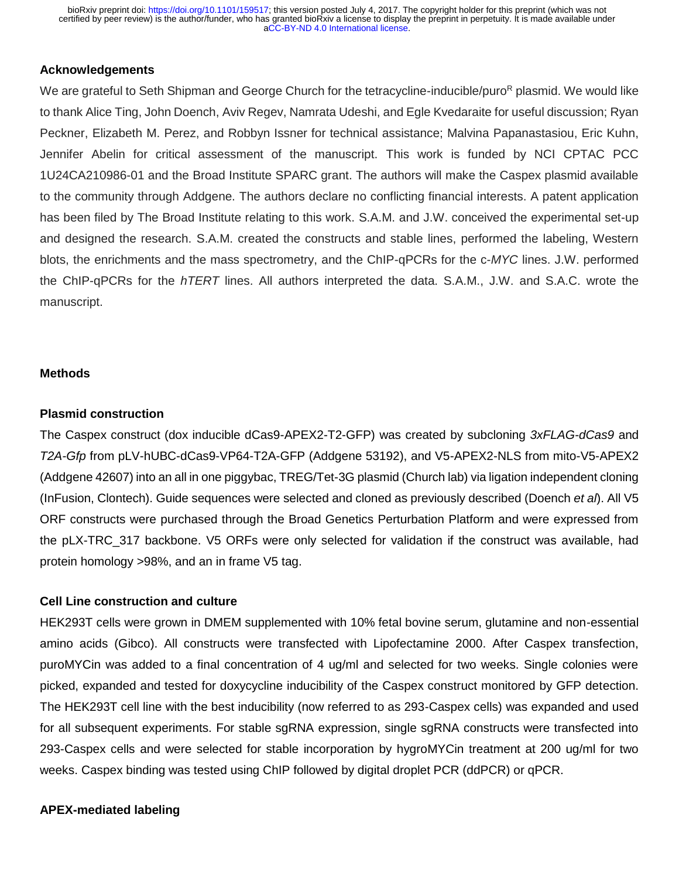#### Acknowledgements

We are grateful to Seth Shipman and George Church for the tetracycline-inducible/puro$^{R}$ plasmid. We would like to thank Alice Ting, John Doench, Aviv Regev, Namrata Udeshi, and Egle Kvedaraite for useful discussion; Ryan Peckner, Elizabeth M. Perez, and Robbyn Issner for technical assistance; Malvina Papanastasiou, Eric Kuhn, Jennifer Abelin for critical assessment of the manuscript. This work is funded by NCI CPTAC PCC 1U24CA210986-01 and the Broad Institute SPARC grant. The authors will make the Caspex plasmid available to the community through Addgene. The authors declare no conflicting financial interests. A patent application has been filed by The Broad Institute relating to this work. S.A.M. and J.W. conceived the experimental set-up and designed the research. S.A.M. created the constructs and stable lines, performed the labeling, Western blots, the enrichments and the mass spectrometry, and the ChIP-qPCRs for the c-*MYC* lines. J.W. performed the ChIP-qPCRs for the *hTERT* lines. All authors interpreted the data. S.A.M., J.W. and S.A.C. wrote the manuscript.

## Methods

#### Plasmid construction

The Caspex construct (dox inducible dCas9-APEX2-T2-GFP) was created by subcloning *3xFLAG-dCas9* and *T2A-Gfp* from pLV-hUBC-dCas9-VP64-T2A-GFP (Addgene 53192), and V5-APEX2-NLS from mito-V5-APEX2 (Addgene 42607) into an all in one piggybac, TREG/Tet-3G plasmid (Church lab) via ligation independent cloning (InFusion, Clontech). Guide sequences were selected and cloned as previously described (Doench *et al*). All V5 ORF constructs were purchased through the Broad Genetics Perturbation Platform and were expressed from the pLX-TRC_317 backbone. V5 ORFs were only selected for validation if the construct was available, had protein homology >98%, and an in frame V5 tag.

#### Cell Line construction and culture

HEK293T cells were grown in DMEM supplemented with 10% fetal bovine serum, glutamine and non-essential amino acids (Gibco). All constructs were transfected with Lipofectamine 2000. After Caspex transfection, puroMYCin was added to a final concentration of 4 ug/ml and selected for two weeks. Single colonies were picked, expanded and tested for doxycycline inducibility of the Caspex construct monitored by GFP detection. The HEK293T cell line with the best inducibility (now referred to as 293-Caspex cells) was expanded and used for all subsequent experiments. For stable sgRNA expression, single sgRNA constructs were transfected into 293-Caspex cells and were selected for stable incorporation by hygroMYCin treatment at 200 ug/ml for two weeks. Caspex binding was tested using ChIP followed by digital droplet PCR (ddPCR) or qPCR.

#### APEX-mediated labeling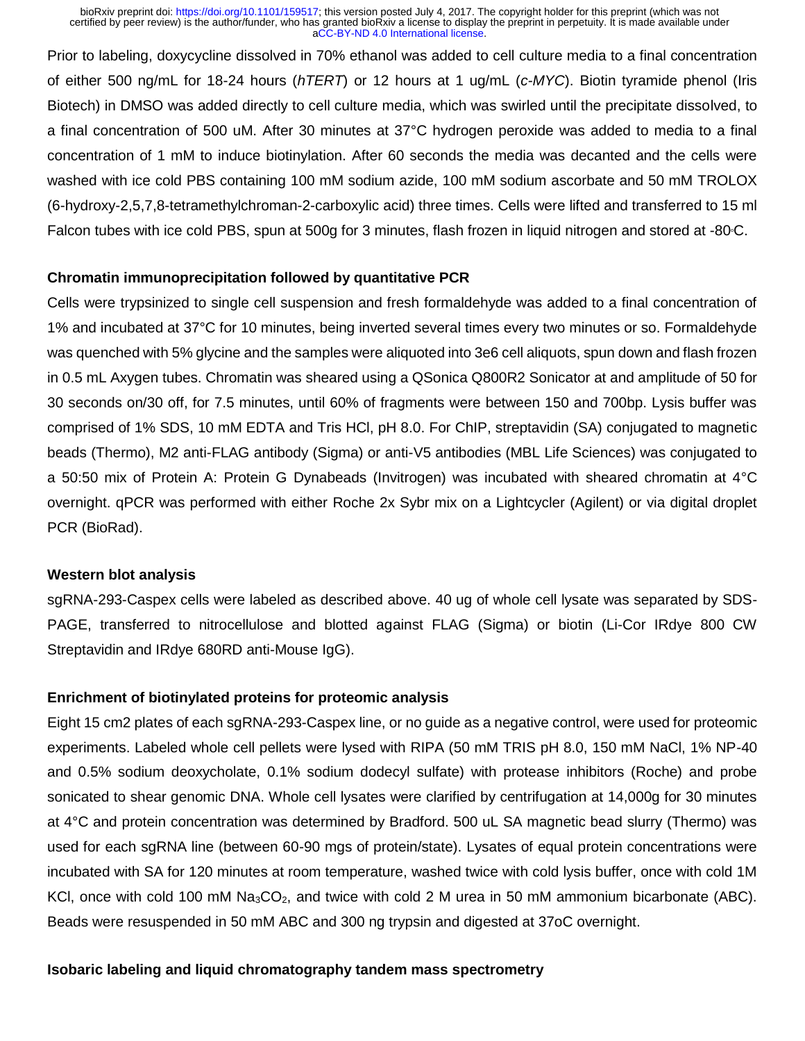Prior to labeling, doxycycline dissolved in 70% ethanol was added to cell culture media to a final concentration of either 500 ng/mL for 18-24 hours (*hTERT*) or 12 hours at 1 ug/mL (*c-MYC*). Biotin tyramide phenol (Iris Biotech) in DMSO was added directly to cell culture media, which was swirled until the precipitate dissolved, to a final concentration of 500 uM. After 30 minutes at 37°C hydrogen peroxide was added to media to a final concentration of 1 mM to induce biotinylation. After 60 seconds the media was decanted and the cells were washed with ice cold PBS containing 100 mM sodium azide, 100 mM sodium ascorbate and 50 mM TROLOX (6-hydroxy-2,5,7,8-tetramethylchroman-2-carboxylic acid) three times. Cells were lifted and transferred to 15 ml Falcon tubes with ice cold PBS, spun at 500g for 3 minutes, flash frozen in liquid nitrogen and stored at -80°C.

**Chromatin immunoprecipitation followed by quantitative PCR**

Cells were trypsinized to single cell suspension and fresh formaldehyde was added to a final concentration of 1% and incubated at 37°C for 10 minutes, being inverted several times every two minutes or so. Formaldehyde was quenched with 5% glycine and the samples were aliquoted into 3e6 cell aliquots, spun down and flash frozen in 0.5 mL Axygen tubes. Chromatin was sheared using a QSonica Q800R2 Sonicator at and amplitude of 50 for 30 seconds on/30 off, for 7.5 minutes, until 60% of fragments were between 150 and 700bp. Lysis buffer was comprised of 1% SDS, 10 mM EDTA and Tris HCl, pH 8.0. For ChIP, streptavidin (SA) conjugated to magnetic beads (Thermo), M2 anti-FLAG antibody (Sigma) or anti-V5 antibodies (MBL Life Sciences) was conjugated to a 50:50 mix of Protein A: Protein G Dynabeads (Invitrogen) was incubated with sheared chromatin at 4°C overnight. qPCR was performed with either Roche 2x Sybr mix on a Lightcycler (Agilent) or via digital droplet PCR (BioRad).

**Western blot analysis**

sgRNA-293-Caspex cells were labeled as described above. 40 ug of whole cell lysate was separated by SDS-PAGE, transferred to nitrocellulose and blotted against FLAG (Sigma) or biotin (Li-Cor IRdye 800 CW Streptavidin and IRdye 680RD anti-Mouse IgG).

**Enrichment of biotinylated proteins for proteomic analysis**

Eight 15 cm2 plates of each sgRNA-293-Caspex line, or no guide as a negative control, were used for proteomic experiments. Labeled whole cell pellets were lysed with RIPA (50 mM TRIS pH 8.0, 150 mM NaCl, 1% NP-40 and 0.5% sodium deoxycholate, 0.1% sodium dodecyl sulfate) with protease inhibitors (Roche) and probe sonicated to shear genomic DNA. Whole cell lysates were clarified by centrifugation at 14,000g for 30 minutes at 4°C and protein concentration was determined by Bradford. 500 uL SA magnetic bead slurry (Thermo) was used for each sgRNA line (between 60-90 mgs of protein/state). Lysates of equal protein concentrations were incubated with SA for 120 minutes at room temperature, washed twice with cold lysis buffer, once with cold 1M KCl, once with cold 100 mM $Na_3CO_2$, and twice with cold 2 M urea in 50 mM ammonium bicarbonate (ABC). Beads were resuspended in 50 mM ABC and 300 ng trypsin and digested at 37oC overnight.

**Isobaric labeling and liquid chromatography tandem mass spectrometry**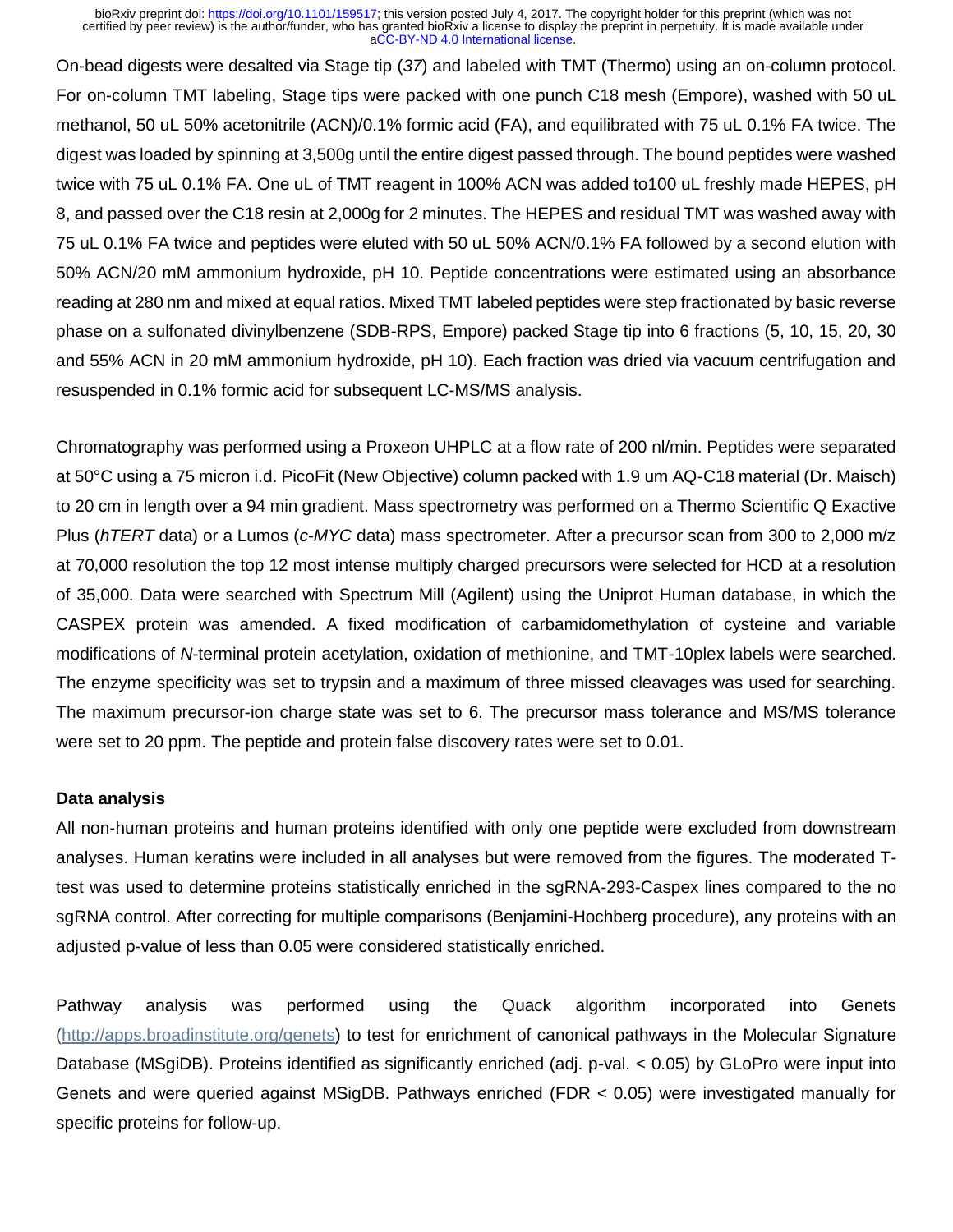On-bead digests were desalted via Stage tip (*37*) and labeled with TMT (Thermo) using an on-column protocol. For on-column TMT labeling, Stage tips were packed with one punch C18 mesh (Empore), washed with 50 uL methanol, 50 uL 50% acetonitrile (ACN)/0.1% formic acid (FA), and equilibrated with 75 uL 0.1% FA twice. The digest was loaded by spinning at 3,500g until the entire digest passed through. The bound peptides were washed twice with 75 uL 0.1% FA. One uL of TMT reagent in 100% ACN was added to100 uL freshly made HEPES, pH 8, and passed over the C18 resin at 2,000g for 2 minutes. The HEPES and residual TMT was washed away with 75 uL 0.1% FA twice and peptides were eluted with 50 uL 50% ACN/0.1% FA followed by a second elution with 50% ACN/20 mM ammonium hydroxide, pH 10. Peptide concentrations were estimated using an absorbance reading at 280 nm and mixed at equal ratios. Mixed TMT labeled peptides were step fractionated by basic reverse phase on a sulfonated divinylbenzene (SDB-RPS, Empore) packed Stage tip into 6 fractions (5, 10, 15, 20, 30 and 55% ACN in 20 mM ammonium hydroxide, pH 10). Each fraction was dried via vacuum centrifugation and resuspended in 0.1% formic acid for subsequent LC-MS/MS analysis.

Chromatography was performed using a Proxeon UHPLC at a flow rate of 200 nl/min. Peptides were separated at 50°C using a 75 micron i.d. PicoFit (New Objective) column packed with 1.9 um AQ-C18 material (Dr. Maisch) to 20 cm in length over a 94 min gradient. Mass spectrometry was performed on a Thermo Scientific Q Exactive Plus (*hTERT* data) or a Lumos (*c-MYC* data) mass spectrometer. After a precursor scan from 300 to 2,000 m/z at 70,000 resolution the top 12 most intense multiply charged precursors were selected for HCD at a resolution of 35,000. Data were searched with Spectrum Mill (Agilent) using the Uniprot Human database, in which the CASPEX protein was amended. A fixed modification of carbamidomethylation of cysteine and variable modifications of *N*-terminal protein acetylation, oxidation of methionine, and TMT-10plex labels were searched. The enzyme specificity was set to trypsin and a maximum of three missed cleavages was used for searching. The maximum precursor-ion charge state was set to 6. The precursor mass tolerance and MS/MS tolerance were set to 20 ppm. The peptide and protein false discovery rates were set to 0.01.

### Data analysis

All non-human proteins and human proteins identified with only one peptide were excluded from downstream analyses. Human keratins were included in all analyses but were removed from the figures. The moderated T-test was used to determine proteins statistically enriched in the sgRNA-293-Caspex lines compared to the no sgRNA control. After correcting for multiple comparisons (Benjamini-Hochberg procedure), any proteins with an adjusted p-value of less than 0.05 were considered statistically enriched.

Pathway analysis was performed using the Quack algorithm incorporated into Genets (http://apps.broadinstitute.org/genets) to test for enrichment of canonical pathways in the Molecular Signature Database (MSgiDB). Proteins identified as significantly enriched (adj. p-val. < 0.05) by GLoPro were input into Genets and were queried against MSigDB. Pathways enriched (FDR < 0.05) were investigated manually for specific proteins for follow-up.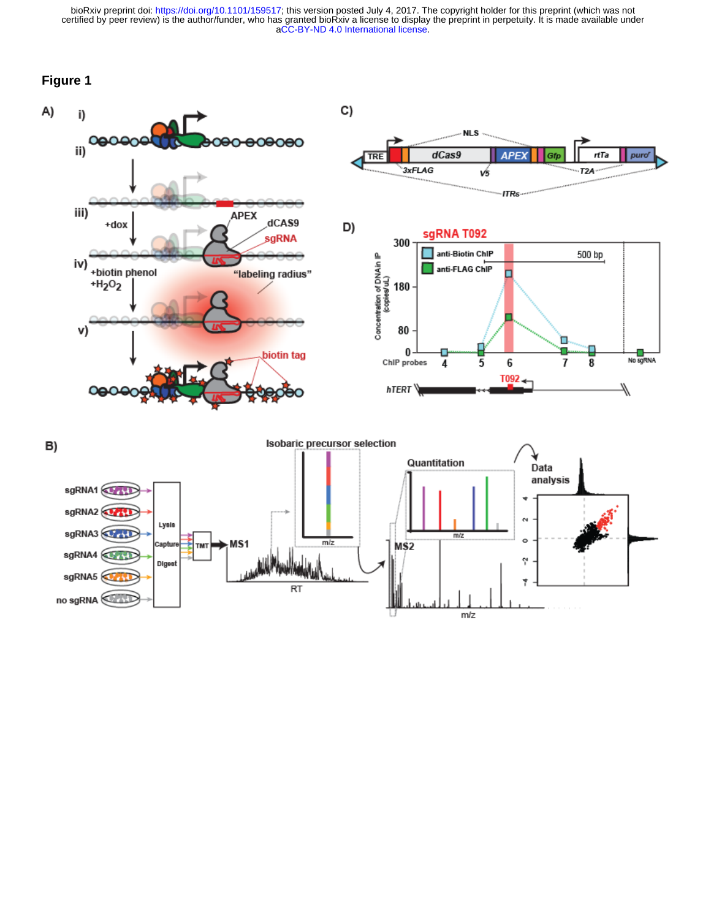# Figure 1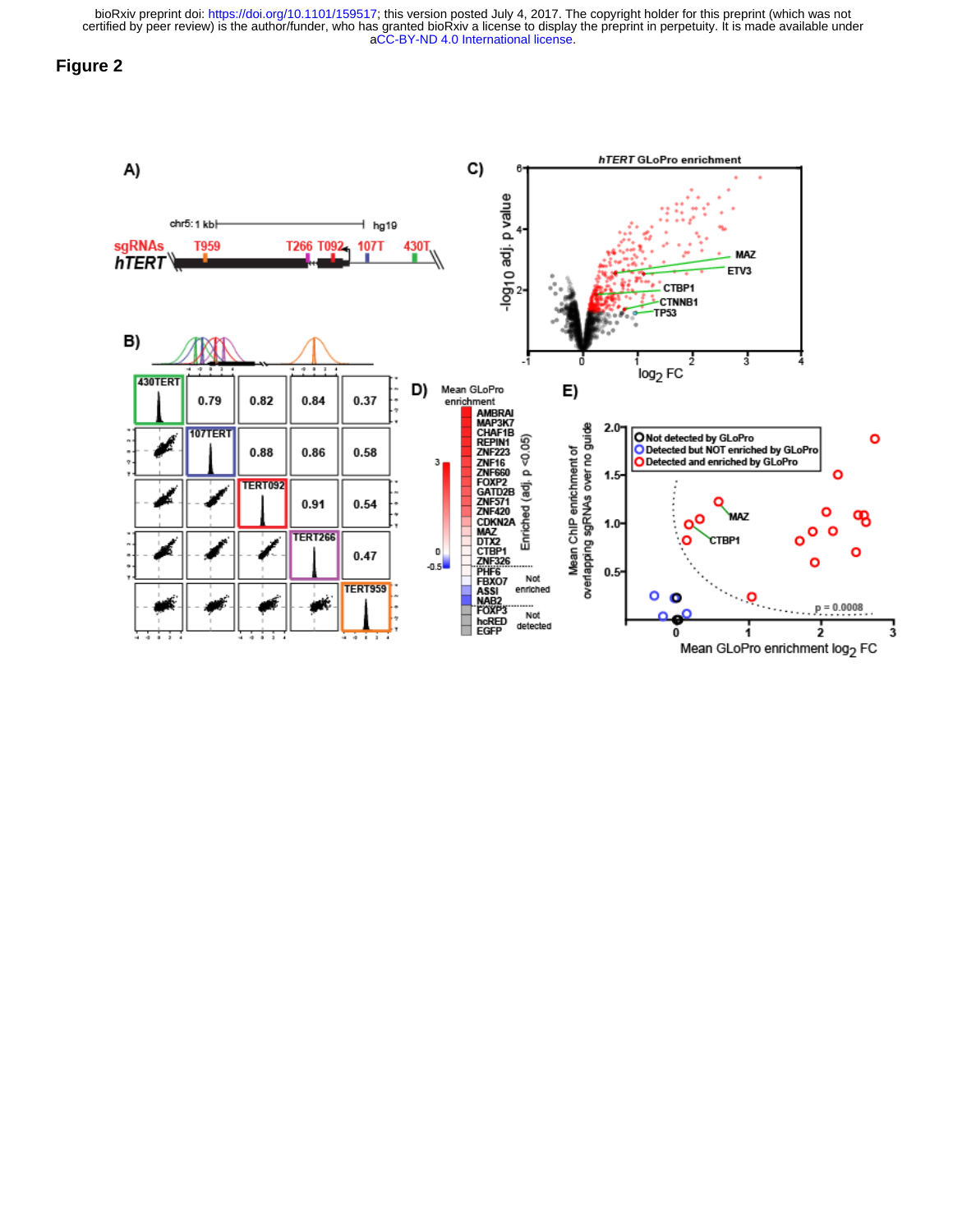# Figure 2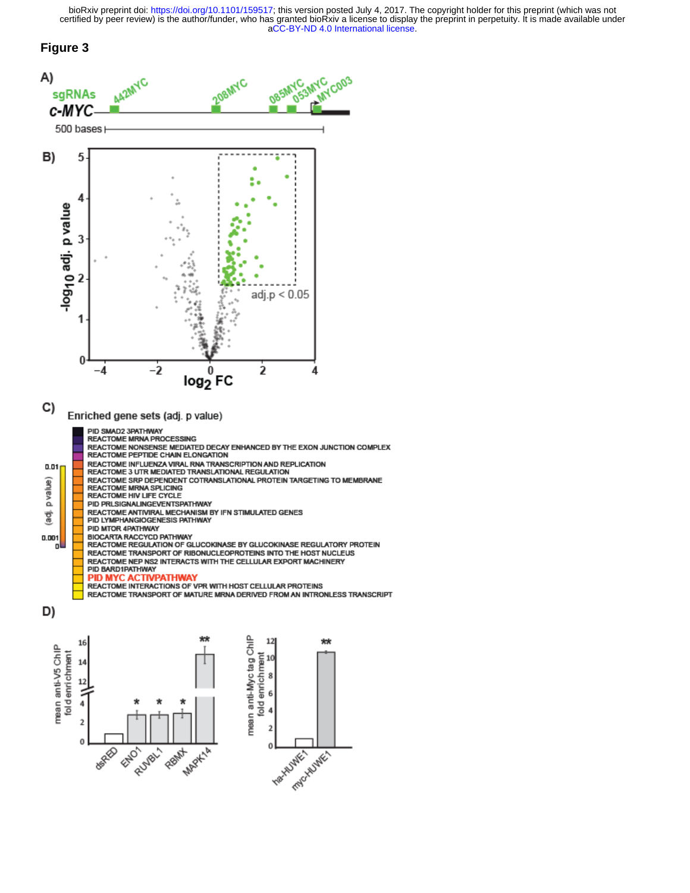## Figure 3

A)

sgRNAs: 442MYC, 208MYC, 085MYC, 053MYC, MYC003

*c-MYC*

500 bases

B)

adj.p < 0.05

$-\log_{10}$ adj. p value

$\log_2$ FC

C)

Enriched gene sets (adj. p value)

(adj. p value): 0.01, 0.001, 0

- PID SMAD2 3PATHWAY
- REACTOME MRNA PROCESSING
- REACTOME NONSENSE MEDIATED DECAY ENHANCED BY THE EXON JUNCTION COMPLEX
- REACTOME PEPTIDE CHAIN ELONGATION
- REACTOME INFLUENZA VIRAL RNA TRANSCRIPTION AND REPLICATION
- REACTOME 3 UTR MEDIATED TRANSLATIONAL REGULATION
- REACTOME SRP DEPENDENT COTRANSLATIONAL PROTEIN TARGETING TO MEMBRANE
- REACTOME MRNA SPLICING
- REACTOME HIV LIFE CYCLE
- PID PRLSIGNALINGEVENTSPATHWAY
- REACTOME ANTIVIRAL MECHANISM BY IFN STIMULATED GENES
- PID LYMPHANGIOGENESIS PATHWAY
- PID MTOR 4PATHWAY
- BIOCARTA RACCYCD PATHWAY
- REACTOME REGULATION OF GLUCOKINASE BY GLUCOKINASE REGULATORY PROTEIN
- REACTOME TRANSPORT OF RIBONUCLEOPROTEINS INTO THE HOST NUCLEUS
- REACTOME NEP NS2 INTERACTS WITH THE CELLULAR EXPORT MACHINERY
- PID BARD1PATHWAY
- **PID MYC ACTIVPATHWAY**
- REACTOME INTERACTIONS OF VPR WITH HOST CELLULAR PROTEINS
- REACTOME TRANSPORT OF MATURE MRNA DERIVED FROM AN INTRONLESS TRANSCRIPT

D)

mean anti-V5 ChIP fold enrichment: dsRED, ENO1 *, RUVBL1 *, RBMX *, MAPK14 **

mean anti-Myc tag ChIP fold enrichment: ha-HUWE1, myc-HUWE1 **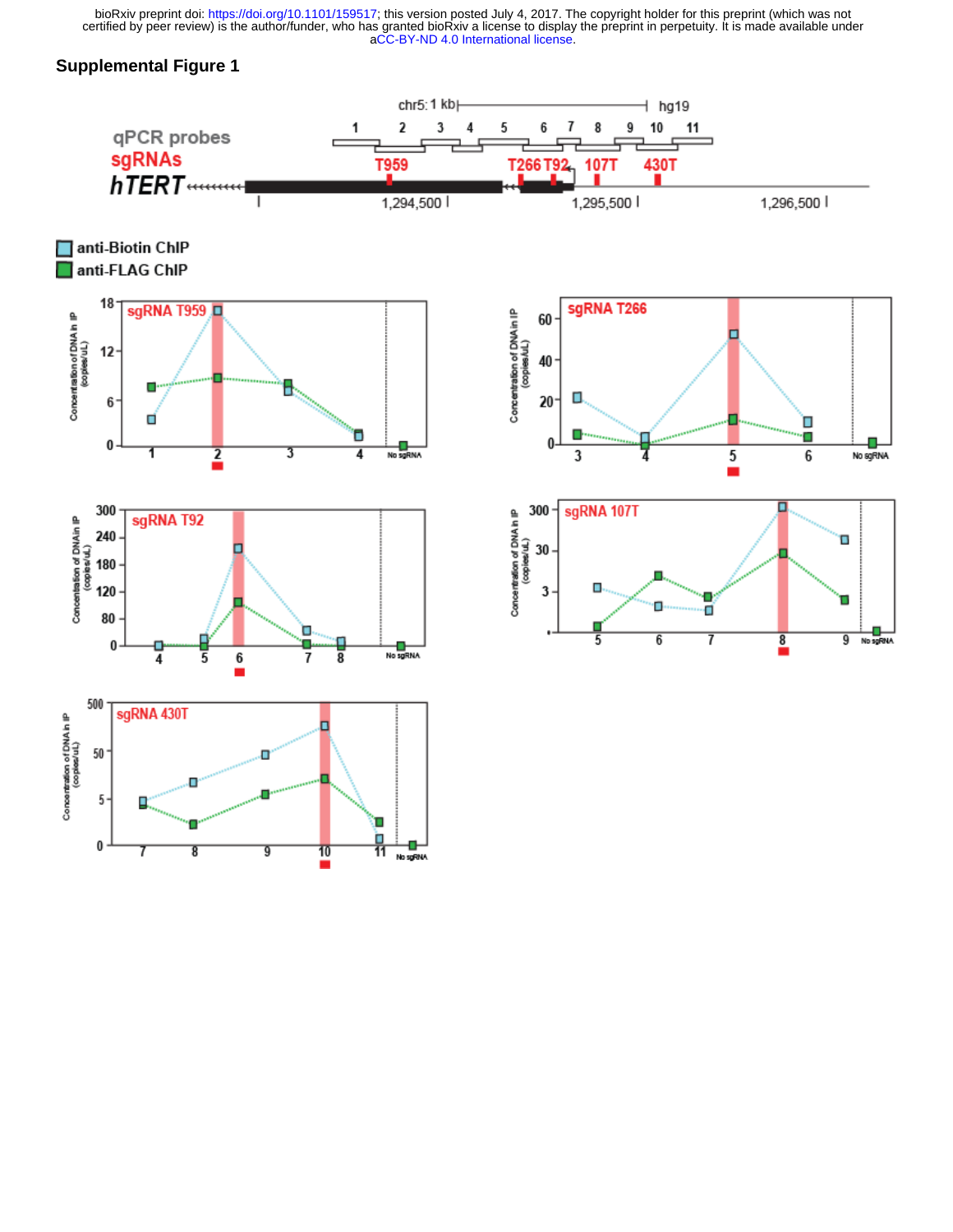## Supplemental Figure 1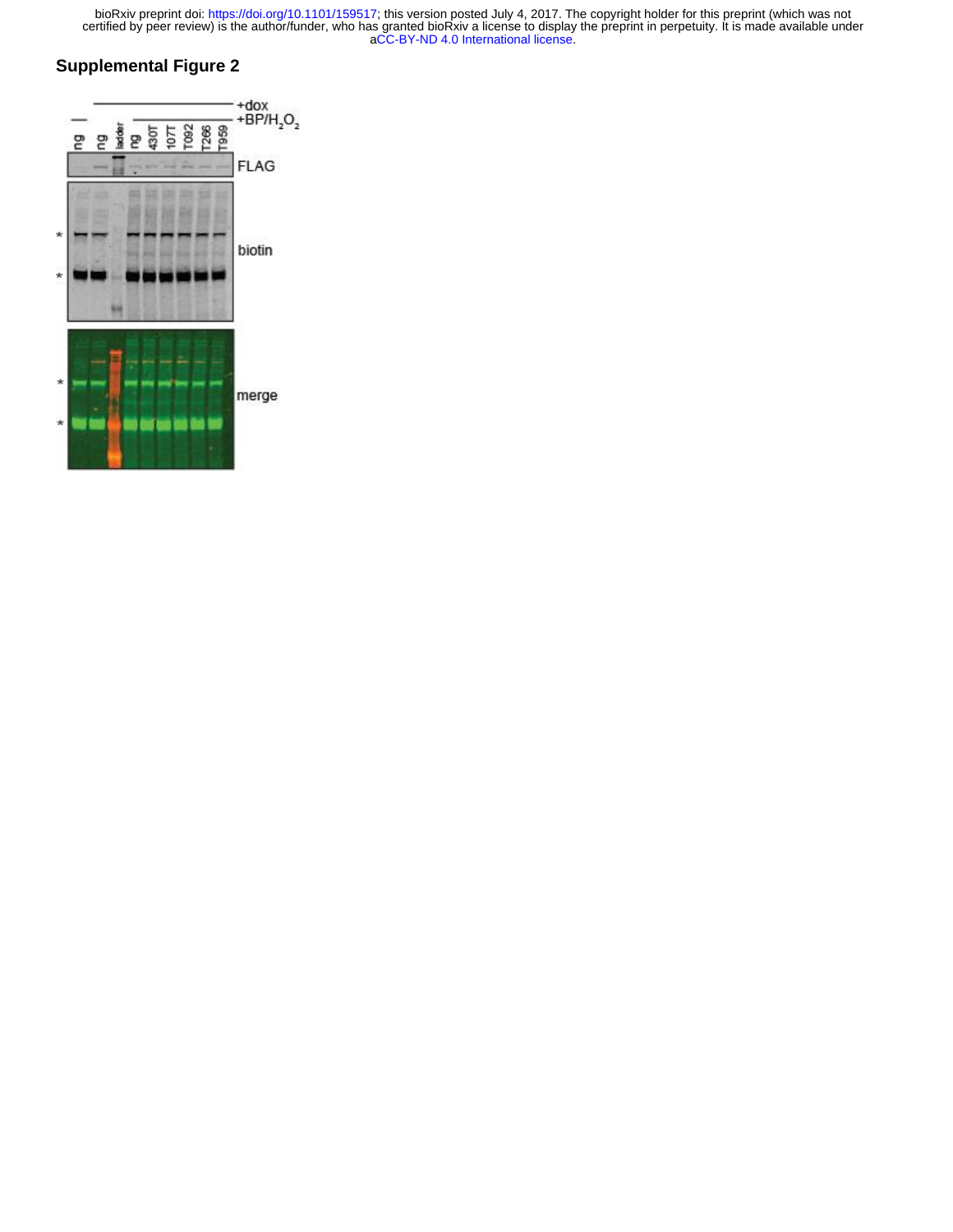## Supplemental Figure 2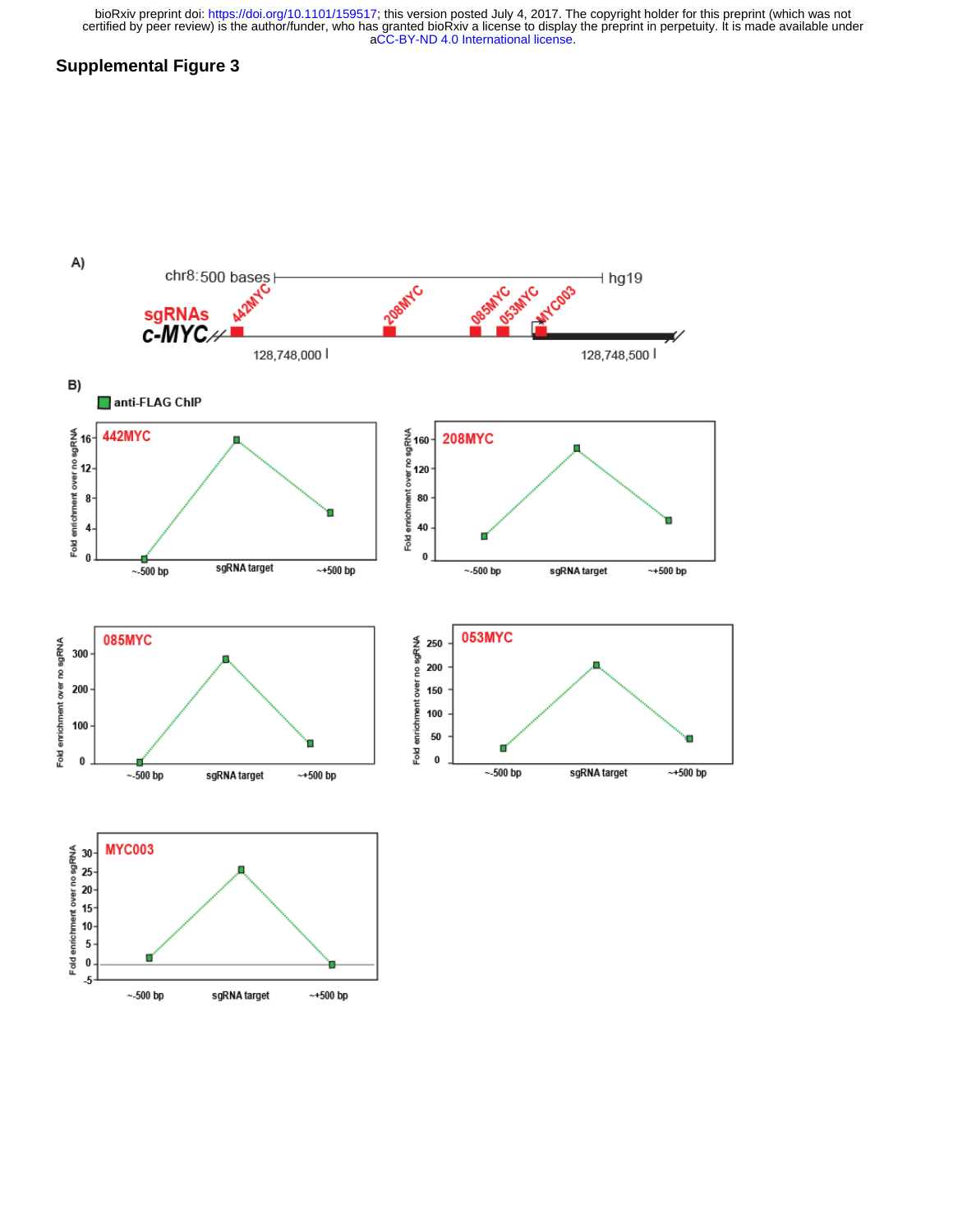## Supplemental Figure 3

A)

chr8: 500 bases hg19

sgRNAs

c-MYC

442MYC
208MYC
085MYC
053MYC
MYC003

128,748,000
128,748,500

B)

anti-FLAG ChIP

442MYC
Fold enrichment over no sgRNA
0
4
8
12
16
~-500 bp
sgRNA target
~+500 bp

208MYC
Fold enrichment over no sgRNA
0
40
80
120
160
~-500 bp
sgRNA target
~+500 bp

085MYC
Fold enrichment over no sgRNA
0
100
200
300
~-500 bp
sgRNA target
~+500 bp

053MYC
Fold enrichment over no sgRNA
0
50
100
150
200
250
~-500 bp
sgRNA target
~+500 bp

MYC003
Fold enrichment over no sgRNA
-5
0
5
10
15
20
25
30
~-500 bp
sgRNA target
~+500 bp